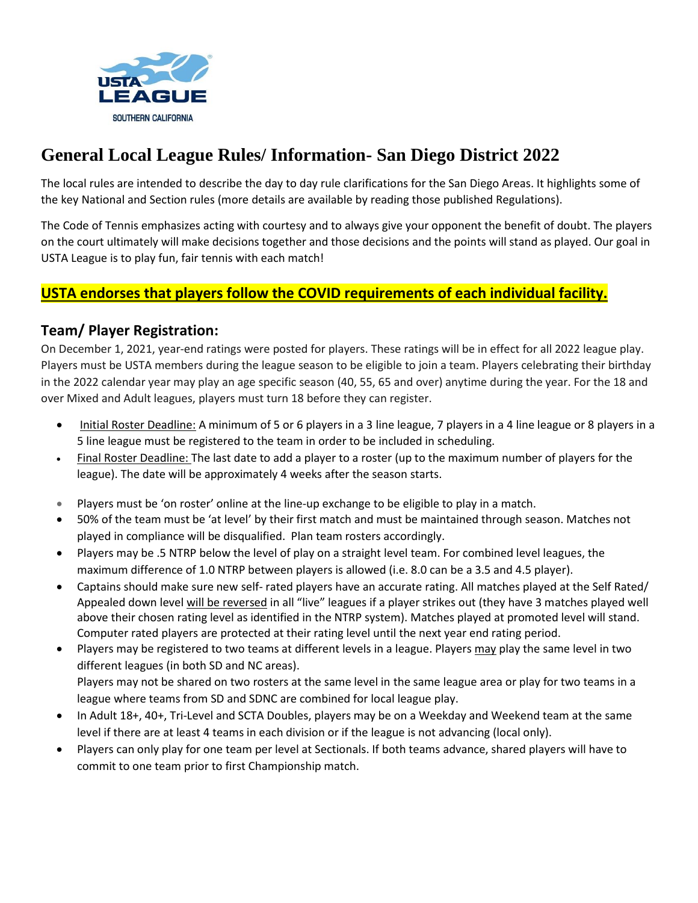# General Local League Rules/ Information- San Diego District 2022

The local rules are intended to describe the day to day rule clarifications for the San Diego Areas. It highlights some of the key National and Section rules (more details are available by reading those published Regulations).

The Code of Tennis emphasizes acting with courtesy and to always give your opponent the benefit of doubt. The players on the court ultimately will make decisions together and those decisions and the points will stand as played. Our goal in USTA League is to play fun, fair tennis with each match!

**USTA endorses that players follow the COVID requirements of each individual facility.**

## Team/ Player Registration:

On December 1, 2021, year-end ratings were posted for players. These ratings will be in effect for all 2022 league play. Players must be USTA members during the league season to be eligible to join a team. Players celebrating their birthday in the 2022 calendar year may play an age specific season (40, 55, 65 and over) anytime during the year. For the 18 and over Mixed and Adult leagues, players must turn 18 before they can register.

- Initial Roster Deadline: A minimum of 5 or 6 players in a 3 line league, 7 players in a 4 line league or 8 players in a 5 line league must be registered to the team in order to be included in scheduling.
- Final Roster Deadline: The last date to add a player to a roster (up to the maximum number of players for the league). The date will be approximately 4 weeks after the season starts.
- Players must be 'on roster' online at the line-up exchange to be eligible to play in a match.
- 50% of the team must be 'at level' by their first match and must be maintained through season. Matches not played in compliance will be disqualified. Plan team rosters accordingly.
- Players may be .5 NTRP below the level of play on a straight level team. For combined level leagues, the maximum difference of 1.0 NTRP between players is allowed (i.e. 8.0 can be a 3.5 and 4.5 player).
- Captains should make sure new self- rated players have an accurate rating. All matches played at the Self Rated/ Appealed down level will be reversed in all "live" leagues if a player strikes out (they have 3 matches played well above their chosen rating level as identified in the NTRP system). Matches played at promoted level will stand. Computer rated players are protected at their rating level until the next year end rating period.
- Players may be registered to two teams at different levels in a league. Players may play the same level in two different leagues (in both SD and NC areas).
  Players may not be shared on two rosters at the same level in the same league area or play for two teams in a league where teams from SD and SDNC are combined for local league play.
- In Adult 18+, 40+, Tri-Level and SCTA Doubles, players may be on a Weekday and Weekend team at the same level if there are at least 4 teams in each division or if the league is not advancing (local only).
- Players can only play for one team per level at Sectionals. If both teams advance, shared players will have to commit to one team prior to first Championship match.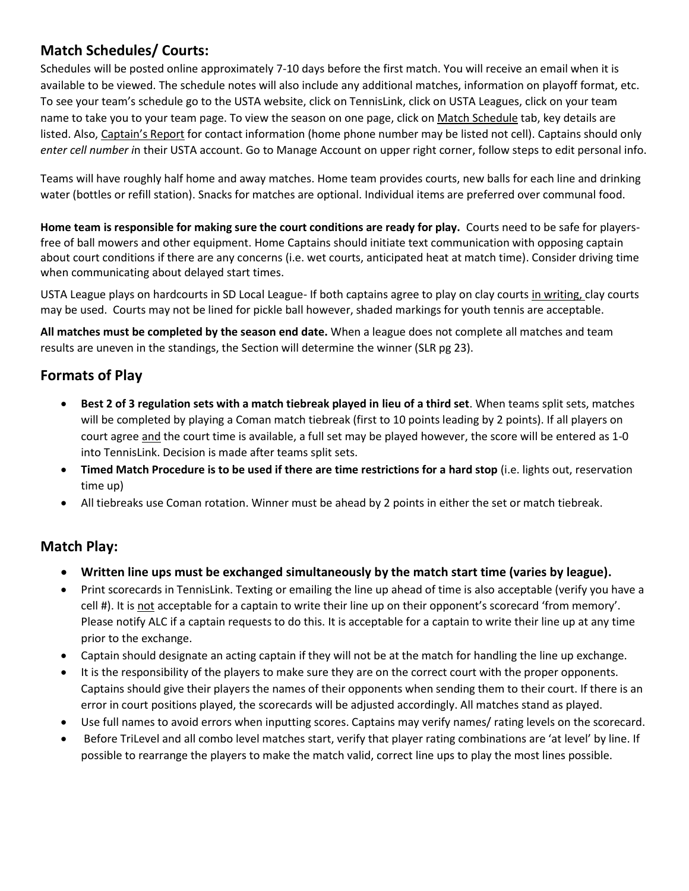## Match Schedules/ Courts:

Schedules will be posted online approximately 7-10 days before the first match. You will receive an email when it is available to be viewed. The schedule notes will also include any additional matches, information on playoff format, etc. To see your team's schedule go to the USTA website, click on TennisLink, click on USTA Leagues, click on your team name to take you to your team page. To view the season on one page, click on Match Schedule tab, key details are listed. Also, Captain's Report for contact information (home phone number may be listed not cell). Captains should only *enter cell number i*n their USTA account. Go to Manage Account on upper right corner, follow steps to edit personal info.

Teams will have roughly half home and away matches. Home team provides courts, new balls for each line and drinking water (bottles or refill station). Snacks for matches are optional. Individual items are preferred over communal food.

**Home team is responsible for making sure the court conditions are ready for play.** Courts need to be safe for players- free of ball mowers and other equipment. Home Captains should initiate text communication with opposing captain about court conditions if there are any concerns (i.e. wet courts, anticipated heat at match time). Consider driving time when communicating about delayed start times.

USTA League plays on hardcourts in SD Local League- If both captains agree to play on clay courts in writing, clay courts may be used. Courts may not be lined for pickle ball however, shaded markings for youth tennis are acceptable.

**All matches must be completed by the season end date.** When a league does not complete all matches and team results are uneven in the standings, the Section will determine the winner (SLR pg 23).

## Formats of Play

- **Best 2 of 3 regulation sets with a match tiebreak played in lieu of a third set**. When teams split sets, matches will be completed by playing a Coman match tiebreak (first to 10 points leading by 2 points). If all players on court agree and the court time is available, a full set may be played however, the score will be entered as 1-0 into TennisLink. Decision is made after teams split sets.
- **Timed Match Procedure is to be used if there are time restrictions for a hard stop** (i.e. lights out, reservation time up)
- All tiebreaks use Coman rotation. Winner must be ahead by 2 points in either the set or match tiebreak.

## Match Play:

- **Written line ups must be exchanged simultaneously by the match start time (varies by league).**
- Print scorecards in TennisLink. Texting or emailing the line up ahead of time is also acceptable (verify you have a cell #). It is not acceptable for a captain to write their line up on their opponent's scorecard 'from memory'. Please notify ALC if a captain requests to do this. It is acceptable for a captain to write their line up at any time prior to the exchange.
- Captain should designate an acting captain if they will not be at the match for handling the line up exchange.
- It is the responsibility of the players to make sure they are on the correct court with the proper opponents. Captains should give their players the names of their opponents when sending them to their court. If there is an error in court positions played, the scorecards will be adjusted accordingly. All matches stand as played.
- Use full names to avoid errors when inputting scores. Captains may verify names/ rating levels on the scorecard.
- Before TriLevel and all combo level matches start, verify that player rating combinations are 'at level' by line. If possible to rearrange the players to make the match valid, correct line ups to play the most lines possible.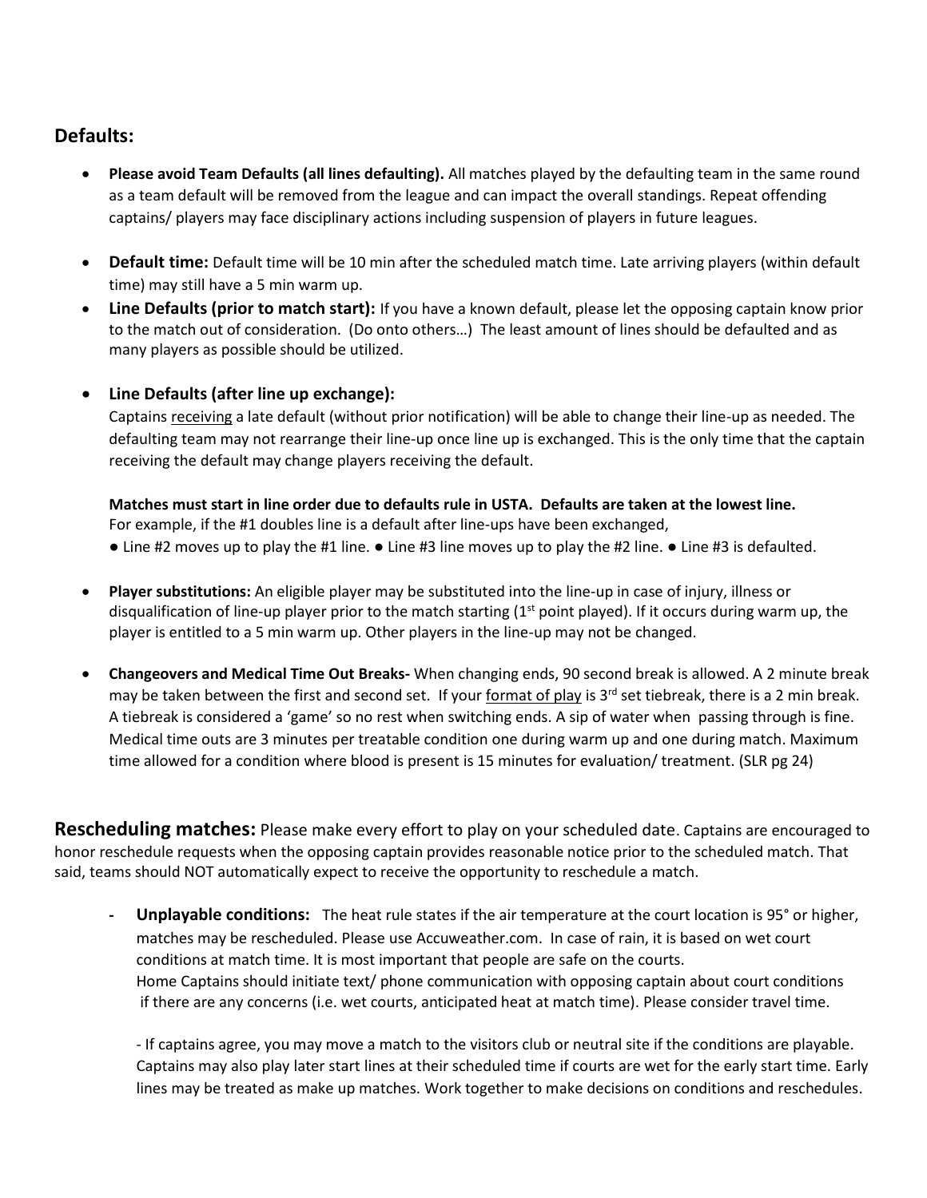## Defaults:

- **Please avoid Team Defaults (all lines defaulting).** All matches played by the defaulting team in the same round as a team default will be removed from the league and can impact the overall standings. Repeat offending captains/ players may face disciplinary actions including suspension of players in future leagues.

- **Default time:** Default time will be 10 min after the scheduled match time. Late arriving players (within default time) may still have a 5 min warm up.
- **Line Defaults (prior to match start):** If you have a known default, please let the opposing captain know prior to the match out of consideration. (Do onto others…) The least amount of lines should be defaulted and as many players as possible should be utilized.

- **Line Defaults (after line up exchange):**
  Captains receiving a late default (without prior notification) will be able to change their line-up as needed. The defaulting team may not rearrange their line-up once line up is exchanged. This is the only time that the captain receiving the default may change players receiving the default.

  **Matches must start in line order due to defaults rule in USTA. Defaults are taken at the lowest line.**
  For example, if the #1 doubles line is a default after line-ups have been exchanged,
  ● Line #2 moves up to play the #1 line. ● Line #3 line moves up to play the #2 line. ● Line #3 is defaulted.

- **Player substitutions:** An eligible player may be substituted into the line-up in case of injury, illness or disqualification of line-up player prior to the match starting (1st point played). If it occurs during warm up, the player is entitled to a 5 min warm up. Other players in the line-up may not be changed.

- **Changeovers and Medical Time Out Breaks-** When changing ends, 90 second break is allowed. A 2 minute break may be taken between the first and second set. If your format of play is 3rd set tiebreak, there is a 2 min break. A tiebreak is considered a 'game' so no rest when switching ends. A sip of water when passing through is fine. Medical time outs are 3 minutes per treatable condition one during warm up and one during match. Maximum time allowed for a condition where blood is present is 15 minutes for evaluation/ treatment. (SLR pg 24)

## Rescheduling matches:

Please make every effort to play on your scheduled date. Captains are encouraged to honor reschedule requests when the opposing captain provides reasonable notice prior to the scheduled match. That said, teams should NOT automatically expect to receive the opportunity to reschedule a match.

- **Unplayable conditions:** The heat rule states if the air temperature at the court location is 95° or higher, matches may be rescheduled. Please use Accuweather.com. In case of rain, it is based on wet court conditions at match time. It is most important that people are safe on the courts.
  Home Captains should initiate text/ phone communication with opposing captain about court conditions if there are any concerns (i.e. wet courts, anticipated heat at match time). Please consider travel time.

  - If captains agree, you may move a match to the visitors club or neutral site if the conditions are playable. Captains may also play later start lines at their scheduled time if courts are wet for the early start time. Early lines may be treated as make up matches. Work together to make decisions on conditions and reschedules.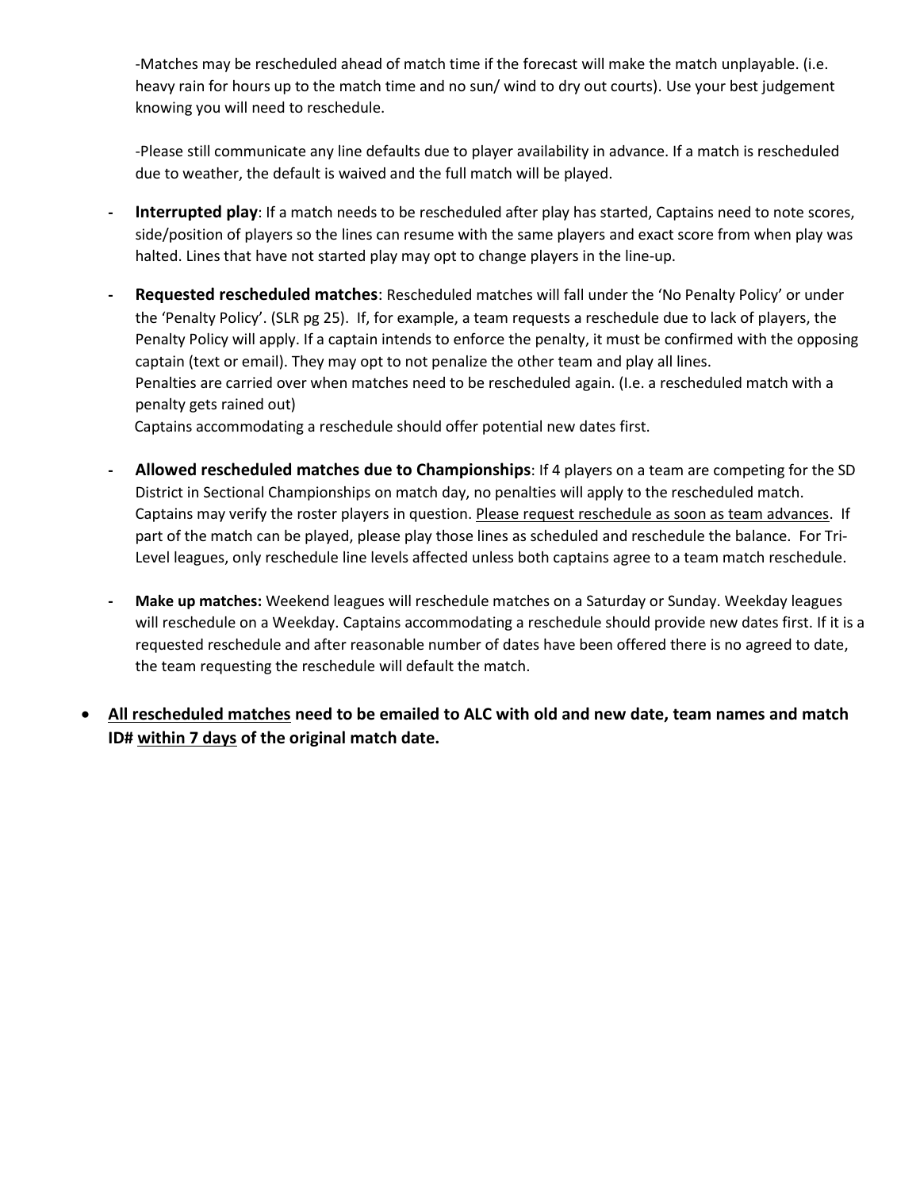-Matches may be rescheduled ahead of match time if the forecast will make the match unplayable. (i.e. heavy rain for hours up to the match time and no sun/ wind to dry out courts). Use your best judgement knowing you will need to reschedule.

-Please still communicate any line defaults due to player availability in advance. If a match is rescheduled due to weather, the default is waived and the full match will be played.

- **Interrupted play**: If a match needs to be rescheduled after play has started, Captains need to note scores, side/position of players so the lines can resume with the same players and exact score from when play was halted. Lines that have not started play may opt to change players in the line-up.

- **Requested rescheduled matches**: Rescheduled matches will fall under the 'No Penalty Policy' or under the 'Penalty Policy'. (SLR pg 25). If, for example, a team requests a reschedule due to lack of players, the Penalty Policy will apply. If a captain intends to enforce the penalty, it must be confirmed with the opposing captain (text or email). They may opt to not penalize the other team and play all lines.
  Penalties are carried over when matches need to be rescheduled again. (I.e. a rescheduled match with a penalty gets rained out)
  Captains accommodating a reschedule should offer potential new dates first.

- **Allowed rescheduled matches due to Championships**: If 4 players on a team are competing for the SD District in Sectional Championships on match day, no penalties will apply to the rescheduled match. Captains may verify the roster players in question. <u>Please request reschedule as soon as team advances</u>. If part of the match can be played, please play those lines as scheduled and reschedule the balance. For Tri-Level leagues, only reschedule line levels affected unless both captains agree to a team match reschedule.

- **Make up matches:** Weekend leagues will reschedule matches on a Saturday or Sunday. Weekday leagues will reschedule on a Weekday. Captains accommodating a reschedule should provide new dates first. If it is a requested reschedule and after reasonable number of dates have been offered there is no agreed to date, the team requesting the reschedule will default the match.

- **<u>All rescheduled matches</u> need to be emailed to ALC with old and new date, team names and match ID# <u>within 7 days</u> of the original match date.**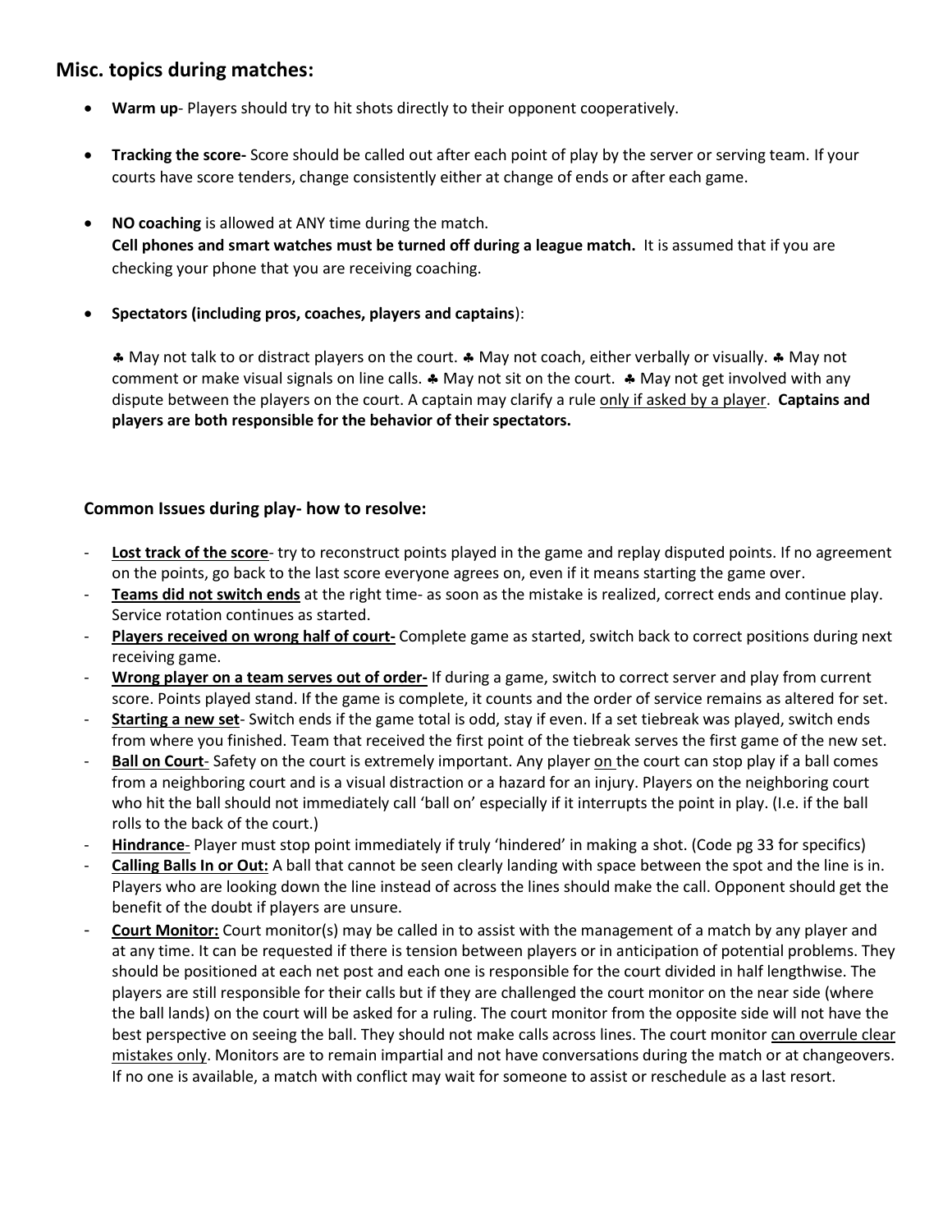## Misc. topics during matches:

- **Warm up**- Players should try to hit shots directly to their opponent cooperatively.
- **Tracking the score-** Score should be called out after each point of play by the server or serving team. If your courts have score tenders, change consistently either at change of ends or after each game.
- **NO coaching** is allowed at ANY time during the match.
  **Cell phones and smart watches must be turned off during a league match.** It is assumed that if you are checking your phone that you are receiving coaching.
- **Spectators (including pros, coaches, players and captains)**:

  ♣ May not talk to or distract players on the court. ♣ May not coach, either verbally or visually. ♣ May not comment or make visual signals on line calls. ♣ May not sit on the court. ♣ May not get involved with any dispute between the players on the court. A captain may clarify a rule <u>only if asked by a player</u>. **Captains and players are both responsible for the behavior of their spectators.**

### Common Issues during play- how to resolve:

- **<u>Lost track of the score</u>**- try to reconstruct points played in the game and replay disputed points. If no agreement on the points, go back to the last score everyone agrees on, even if it means starting the game over.
- **<u>Teams did not switch ends</u>** at the right time- as soon as the mistake is realized, correct ends and continue play. Service rotation continues as started.
- **<u>Players received on wrong half of court-</u>** Complete game as started, switch back to correct positions during next receiving game.
- **<u>Wrong player on a team serves out of order-</u>** If during a game, switch to correct server and play from current score. Points played stand. If the game is complete, it counts and the order of service remains as altered for set.
- **<u>Starting a new set</u>**- Switch ends if the game total is odd, stay if even. If a set tiebreak was played, switch ends from where you finished. Team that received the first point of the tiebreak serves the first game of the new set.
- **<u>Ball on Court</u>**- Safety on the court is extremely important. Any player <u>on</u> the court can stop play if a ball comes from a neighboring court and is a visual distraction or a hazard for an injury. Players on the neighboring court who hit the ball should not immediately call 'ball on' especially if it interrupts the point in play. (I.e. if the ball rolls to the back of the court.)
- **<u>Hindrance</u>**- Player must stop point immediately if truly 'hindered' in making a shot. (Code pg 33 for specifics)
- **<u>Calling Balls In or Out:</u>** A ball that cannot be seen clearly landing with space between the spot and the line is in. Players who are looking down the line instead of across the lines should make the call. Opponent should get the benefit of the doubt if players are unsure.
- **<u>Court Monitor:</u>** Court monitor(s) may be called in to assist with the management of a match by any player and at any time. It can be requested if there is tension between players or in anticipation of potential problems. They should be positioned at each net post and each one is responsible for the court divided in half lengthwise. The players are still responsible for their calls but if they are challenged the court monitor on the near side (where the ball lands) on the court will be asked for a ruling. The court monitor from the opposite side will not have the best perspective on seeing the ball. They should not make calls across lines. The court monitor <u>can overrule clear mistakes only</u>. Monitors are to remain impartial and not have conversations during the match or at changeovers. If no one is available, a match with conflict may wait for someone to assist or reschedule as a last resort.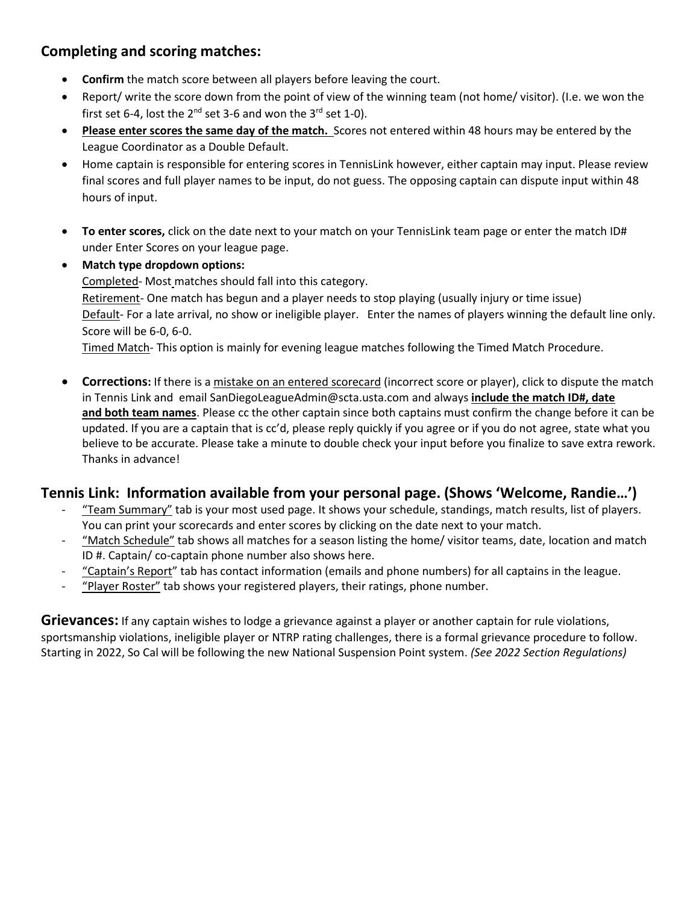## Completing and scoring matches:

- **Confirm** the match score between all players before leaving the court.
- Report/ write the score down from the point of view of the winning team (not home/ visitor). (I.e. we won the first set 6-4, lost the 2nd set 3-6 and won the 3rd set 1-0).
- **Please enter scores the same day of the match.** Scores not entered within 48 hours may be entered by the League Coordinator as a Double Default.
- Home captain is responsible for entering scores in TennisLink however, either captain may input. Please review final scores and full player names to be input, do not guess. The opposing captain can dispute input within 48 hours of input.
- **To enter scores,** click on the date next to your match on your TennisLink team page or enter the match ID# under Enter Scores on your league page.
- **Match type dropdown options:**
  Completed- Most matches should fall into this category.
  Retirement- One match has begun and a player needs to stop playing (usually injury or time issue)
  Default- For a late arrival, no show or ineligible player. Enter the names of players winning the default line only. Score will be 6-0, 6-0.
  Timed Match- This option is mainly for evening league matches following the Timed Match Procedure.
- **Corrections:** If there is a mistake on an entered scorecard (incorrect score or player), click to dispute the match in Tennis Link and email SanDiegoLeagueAdmin@scta.usta.com and always **include the match ID#, date and both team names**. Please cc the other captain since both captains must confirm the change before it can be updated. If you are a captain that is cc'd, please reply quickly if you agree or if you do not agree, state what you believe to be accurate. Please take a minute to double check your input before you finalize to save extra rework. Thanks in advance!

## Tennis Link: Information available from your personal page. (Shows 'Welcome, Randie…')

- "Team Summary" tab is your most used page. It shows your schedule, standings, match results, list of players. You can print your scorecards and enter scores by clicking on the date next to your match.
- "Match Schedule" tab shows all matches for a season listing the home/ visitor teams, date, location and match ID #. Captain/ co-captain phone number also shows here.
- "Captain's Report" tab has contact information (emails and phone numbers) for all captains in the league.
- "Player Roster" tab shows your registered players, their ratings, phone number.

**Grievances:** If any captain wishes to lodge a grievance against a player or another captain for rule violations, sportsmanship violations, ineligible player or NTRP rating challenges, there is a formal grievance procedure to follow. Starting in 2022, So Cal will be following the new National Suspension Point system. *(See 2022 Section Regulations)*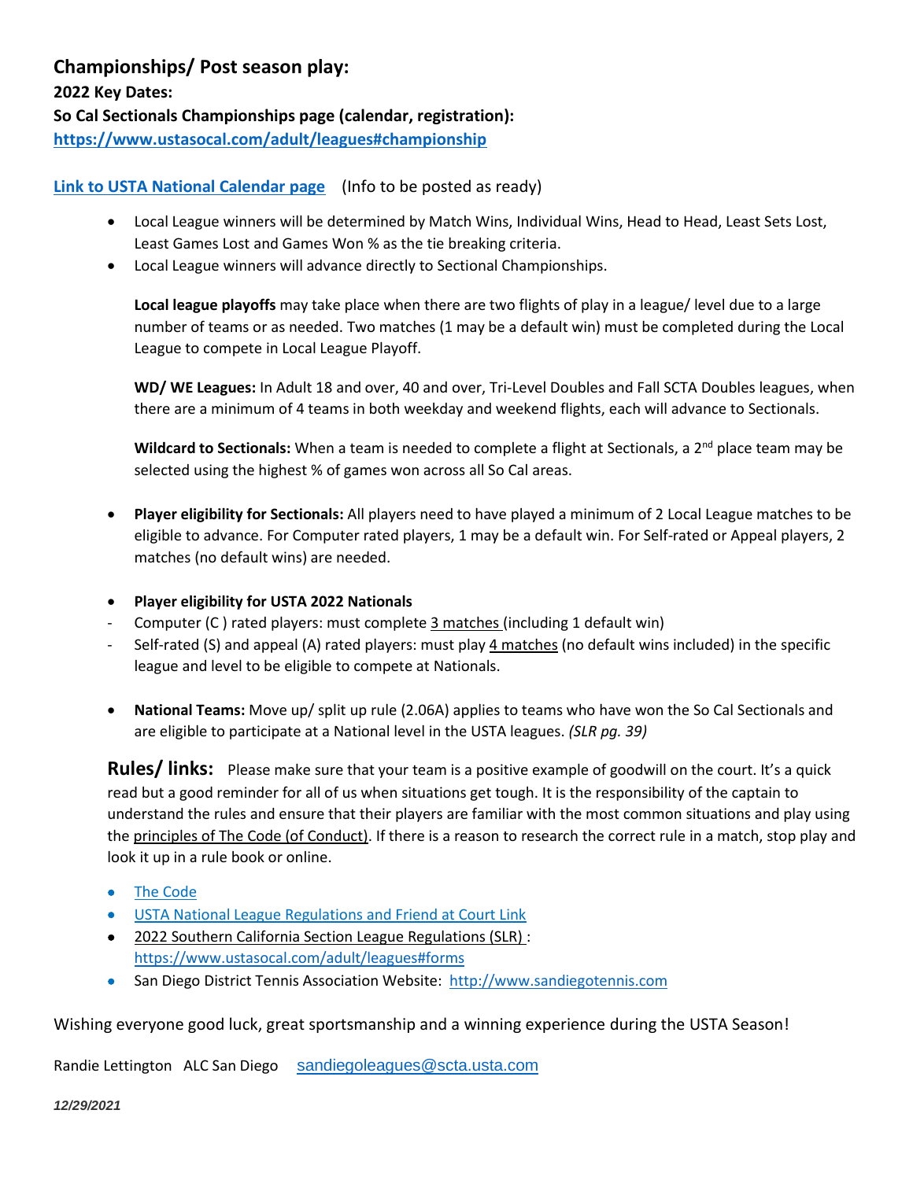## Championships/ Post season play:

**2022 Key Dates:**

**So Cal Sectionals Championships page (calendar, registration):**

**https://www.ustasocal.com/adult/leagues#championship**

**Link to USTA National Calendar page** (Info to be posted as ready)

- Local League winners will be determined by Match Wins, Individual Wins, Head to Head, Least Sets Lost, Least Games Lost and Games Won % as the tie breaking criteria.
- Local League winners will advance directly to Sectional Championships.

  **Local league playoffs** may take place when there are two flights of play in a league/ level due to a large number of teams or as needed. Two matches (1 may be a default win) must be completed during the Local League to compete in Local League Playoff.

  **WD/ WE Leagues:** In Adult 18 and over, 40 and over, Tri-Level Doubles and Fall SCTA Doubles leagues, when there are a minimum of 4 teams in both weekday and weekend flights, each will advance to Sectionals.

  **Wildcard to Sectionals:** When a team is needed to complete a flight at Sectionals, a 2nd place team may be selected using the highest % of games won across all So Cal areas.

- **Player eligibility for Sectionals:** All players need to have played a minimum of 2 Local League matches to be eligible to advance. For Computer rated players, 1 may be a default win. For Self-rated or Appeal players, 2 matches (no default wins) are needed.

- **Player eligibility for USTA 2022 Nationals**
  - Computer (C ) rated players: must complete 3 matches (including 1 default win)
  - Self-rated (S) and appeal (A) rated players: must play 4 matches (no default wins included) in the specific league and level to be eligible to compete at Nationals.

- **National Teams:** Move up/ split up rule (2.06A) applies to teams who have won the So Cal Sectionals and are eligible to participate at a National level in the USTA leagues. *(SLR pg. 39)*

**Rules/ links:** Please make sure that your team is a positive example of goodwill on the court. It's a quick read but a good reminder for all of us when situations get tough. It is the responsibility of the captain to understand the rules and ensure that their players are familiar with the most common situations and play using the principles of The Code (of Conduct). If there is a reason to research the correct rule in a match, stop play and look it up in a rule book or online.

- The Code
- USTA National League Regulations and Friend at Court Link
- 2022 Southern California Section League Regulations (SLR) : https://www.ustasocal.com/adult/leagues#forms
- San Diego District Tennis Association Website: http://www.sandiegotennis.com

Wishing everyone good luck, great sportsmanship and a winning experience during the USTA Season!

Randie Lettington ALC San Diego sandiegoleagues@scta.usta.com

*12/29/2021*